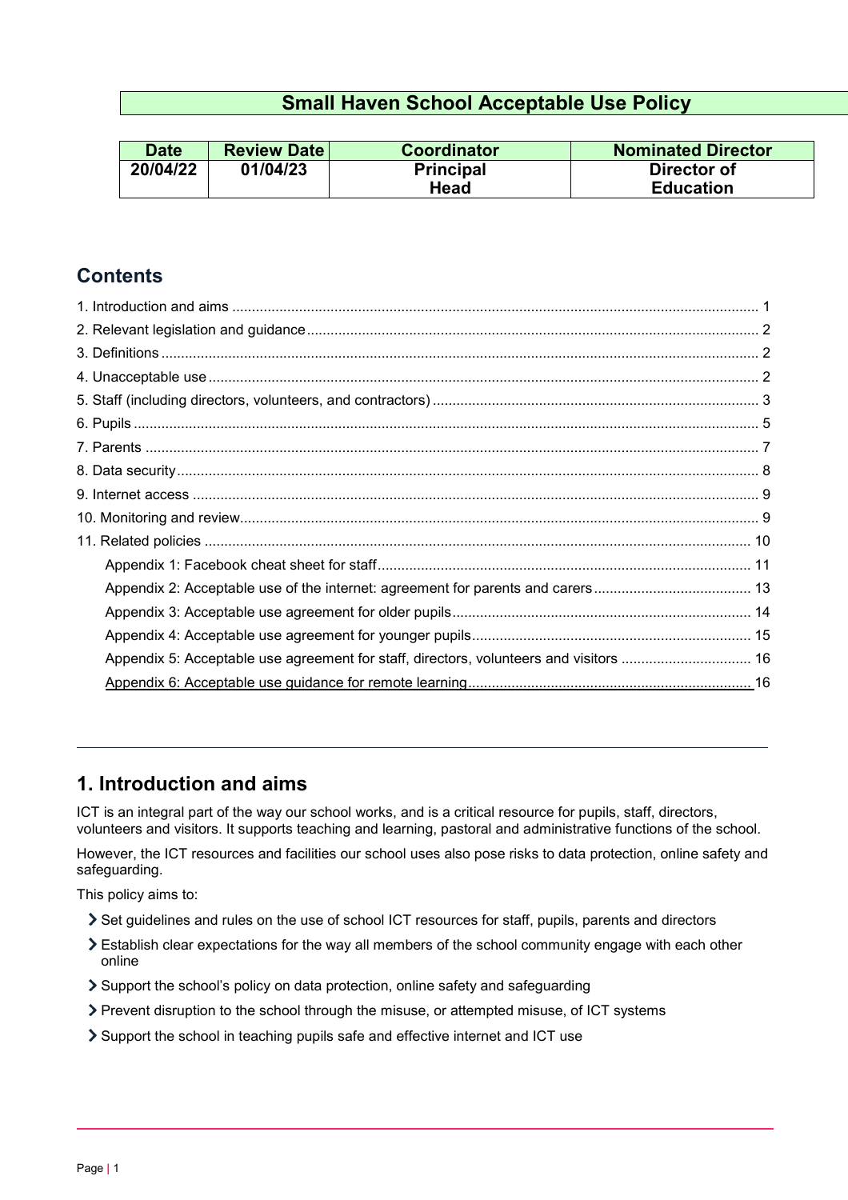# Small Haven School Acceptable Use Policy

| Date | Review Date | Coordinator | Nominated Director |
|---|---|---|---|
| 20/04/22 | 01/04/23 | Principal Head | Director of Education |

## Contents

1. Introduction and aims ..... 1
2. Relevant legislation and guidance ..... 2
3. Definitions ..... 2
4. Unacceptable use ..... 2
5. Staff (including directors, volunteers, and contractors) ..... 3
6. Pupils ..... 5
7. Parents ..... 7
8. Data security ..... 8
9. Internet access ..... 9
10. Monitoring and review ..... 9
11. Related policies ..... 10
    - Appendix 1: Facebook cheat sheet for staff ..... 11
    - Appendix 2: Acceptable use of the internet: agreement for parents and carers ..... 13
    - Appendix 3: Acceptable use agreement for older pupils ..... 14
    - Appendix 4: Acceptable use agreement for younger pupils ..... 15
    - Appendix 5: Acceptable use agreement for staff, directors, volunteers and visitors ..... 16
    - Appendix 6: Acceptable use guidance for remote learning ..... 16

---

## 1. Introduction and aims

ICT is an integral part of the way our school works, and is a critical resource for pupils, staff, directors, volunteers and visitors. It supports teaching and learning, pastoral and administrative functions of the school.

However, the ICT resources and facilities our school uses also pose risks to data protection, online safety and safeguarding.

This policy aims to:

- Set guidelines and rules on the use of school ICT resources for staff, pupils, parents and directors
- Establish clear expectations for the way all members of the school community engage with each other online
- Support the school's policy on data protection, online safety and safeguarding
- Prevent disruption to the school through the misuse, or attempted misuse, of ICT systems
- Support the school in teaching pupils safe and effective internet and ICT use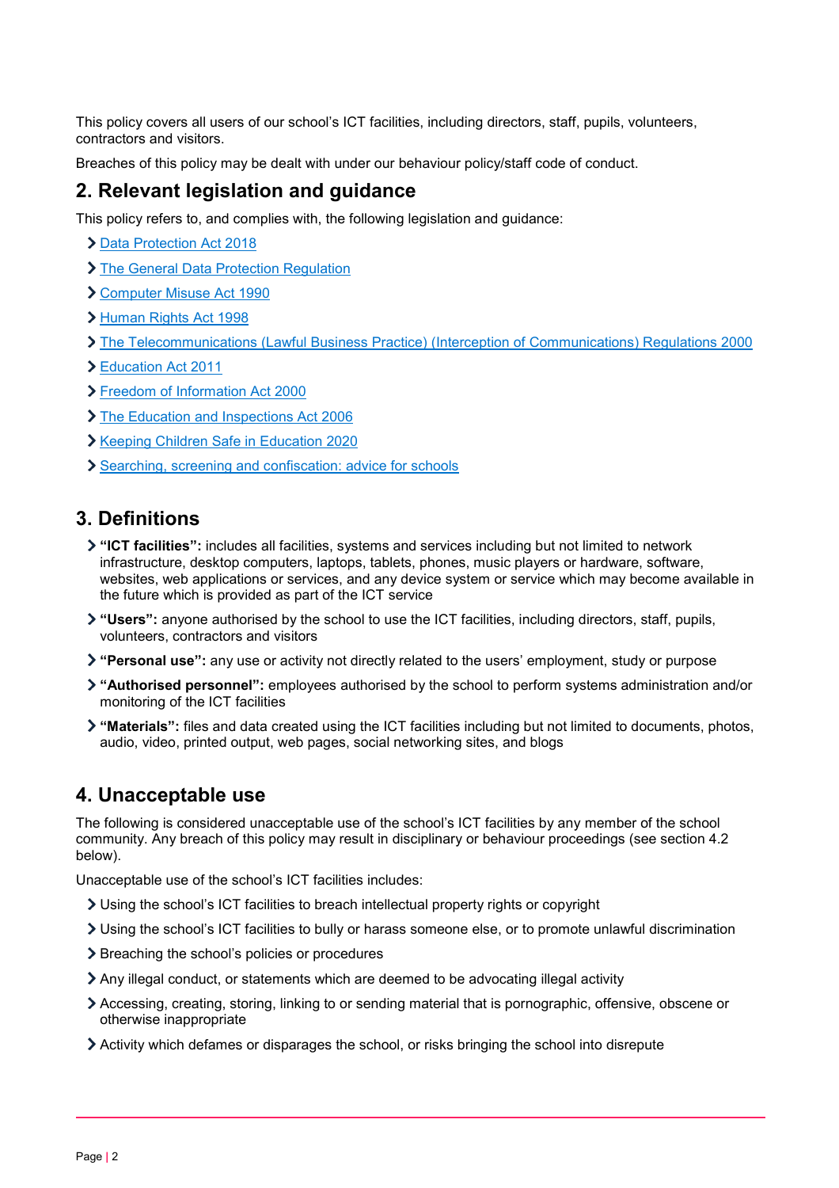This policy covers all users of our school's ICT facilities, including directors, staff, pupils, volunteers, contractors and visitors.

Breaches of this policy may be dealt with under our behaviour policy/staff code of conduct.

## 2. Relevant legislation and guidance

This policy refers to, and complies with, the following legislation and guidance:

- Data Protection Act 2018
- The General Data Protection Regulation
- Computer Misuse Act 1990
- Human Rights Act 1998
- The Telecommunications (Lawful Business Practice) (Interception of Communications) Regulations 2000
- Education Act 2011
- Freedom of Information Act 2000
- The Education and Inspections Act 2006
- Keeping Children Safe in Education 2020
- Searching, screening and confiscation: advice for schools

## 3. Definitions

- **"ICT facilities":** includes all facilities, systems and services including but not limited to network infrastructure, desktop computers, laptops, tablets, phones, music players or hardware, software, websites, web applications or services, and any device system or service which may become available in the future which is provided as part of the ICT service
- **"Users":** anyone authorised by the school to use the ICT facilities, including directors, staff, pupils, volunteers, contractors and visitors
- **"Personal use":** any use or activity not directly related to the users' employment, study or purpose
- **"Authorised personnel":** employees authorised by the school to perform systems administration and/or monitoring of the ICT facilities
- **"Materials":** files and data created using the ICT facilities including but not limited to documents, photos, audio, video, printed output, web pages, social networking sites, and blogs

## 4. Unacceptable use

The following is considered unacceptable use of the school's ICT facilities by any member of the school community. Any breach of this policy may result in disciplinary or behaviour proceedings (see section 4.2 below).

Unacceptable use of the school's ICT facilities includes:

- Using the school's ICT facilities to breach intellectual property rights or copyright
- Using the school's ICT facilities to bully or harass someone else, or to promote unlawful discrimination
- Breaching the school's policies or procedures
- Any illegal conduct, or statements which are deemed to be advocating illegal activity
- Accessing, creating, storing, linking to or sending material that is pornographic, offensive, obscene or otherwise inappropriate
- Activity which defames or disparages the school, or risks bringing the school into disrepute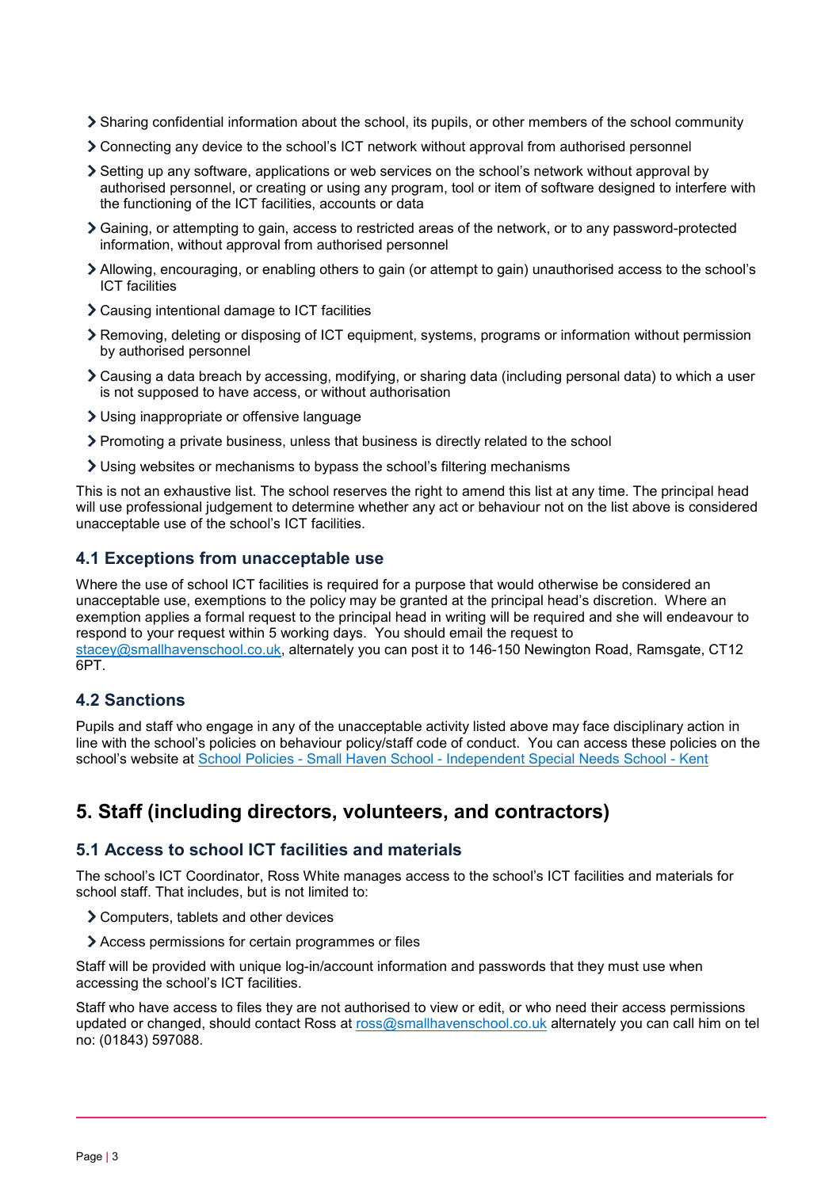- Sharing confidential information about the school, its pupils, or other members of the school community
- Connecting any device to the school's ICT network without approval from authorised personnel
- Setting up any software, applications or web services on the school's network without approval by authorised personnel, or creating or using any program, tool or item of software designed to interfere with the functioning of the ICT facilities, accounts or data
- Gaining, or attempting to gain, access to restricted areas of the network, or to any password-protected information, without approval from authorised personnel
- Allowing, encouraging, or enabling others to gain (or attempt to gain) unauthorised access to the school's ICT facilities
- Causing intentional damage to ICT facilities
- Removing, deleting or disposing of ICT equipment, systems, programs or information without permission by authorised personnel
- Causing a data breach by accessing, modifying, or sharing data (including personal data) to which a user is not supposed to have access, or without authorisation
- Using inappropriate or offensive language
- Promoting a private business, unless that business is directly related to the school
- Using websites or mechanisms to bypass the school's filtering mechanisms

This is not an exhaustive list. The school reserves the right to amend this list at any time. The principal head will use professional judgement to determine whether any act or behaviour not on the list above is considered unacceptable use of the school's ICT facilities.

### 4.1 Exceptions from unacceptable use

Where the use of school ICT facilities is required for a purpose that would otherwise be considered an unacceptable use, exemptions to the policy may be granted at the principal head's discretion. Where an exemption applies a formal request to the principal head in writing will be required and she will endeavour to respond to your request within 5 working days. You should email the request to [stacey@smallhavenschool.co.uk](mailto:stacey@smallhavenschool.co.uk), alternately you can post it to 146-150 Newington Road, Ramsgate, CT12 6PT.

### 4.2 Sanctions

Pupils and staff who engage in any of the unacceptable activity listed above may face disciplinary action in line with the school's policies on behaviour policy/staff code of conduct. You can access these policies on the school's website at School Policies - Small Haven School - Independent Special Needs School - Kent

## 5. Staff (including directors, volunteers, and contractors)

### 5.1 Access to school ICT facilities and materials

The school's ICT Coordinator, Ross White manages access to the school's ICT facilities and materials for school staff. That includes, but is not limited to:

- Computers, tablets and other devices
- Access permissions for certain programmes or files

Staff will be provided with unique log-in/account information and passwords that they must use when accessing the school's ICT facilities.

Staff who have access to files they are not authorised to view or edit, or who need their access permissions updated or changed, should contact Ross at [ross@smallhavenschool.co.uk](mailto:ross@smallhavenschool.co.uk) alternately you can call him on tel no: (01843) 597088.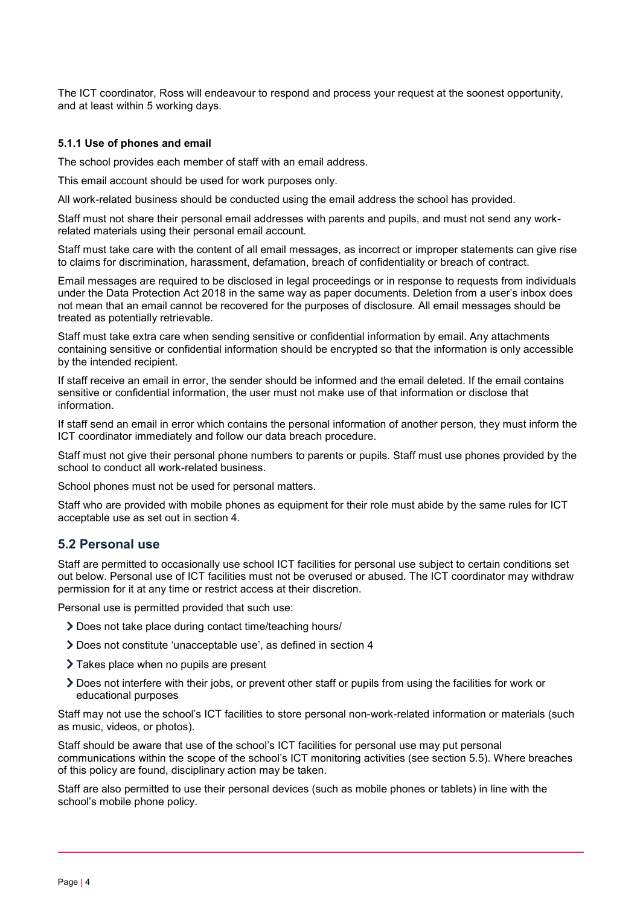The ICT coordinator, Ross will endeavour to respond and process your request at the soonest opportunity, and at least within 5 working days.

#### 5.1.1 Use of phones and email

The school provides each member of staff with an email address.

This email account should be used for work purposes only.

All work-related business should be conducted using the email address the school has provided.

Staff must not share their personal email addresses with parents and pupils, and must not send any work-related materials using their personal email account.

Staff must take care with the content of all email messages, as incorrect or improper statements can give rise to claims for discrimination, harassment, defamation, breach of confidentiality or breach of contract.

Email messages are required to be disclosed in legal proceedings or in response to requests from individuals under the Data Protection Act 2018 in the same way as paper documents. Deletion from a user's inbox does not mean that an email cannot be recovered for the purposes of disclosure. All email messages should be treated as potentially retrievable.

Staff must take extra care when sending sensitive or confidential information by email. Any attachments containing sensitive or confidential information should be encrypted so that the information is only accessible by the intended recipient.

If staff receive an email in error, the sender should be informed and the email deleted. If the email contains sensitive or confidential information, the user must not make use of that information or disclose that information.

If staff send an email in error which contains the personal information of another person, they must inform the ICT coordinator immediately and follow our data breach procedure.

Staff must not give their personal phone numbers to parents or pupils. Staff must use phones provided by the school to conduct all work-related business.

School phones must not be used for personal matters.

Staff who are provided with mobile phones as equipment for their role must abide by the same rules for ICT acceptable use as set out in section 4.

## 5.2 Personal use

Staff are permitted to occasionally use school ICT facilities for personal use subject to certain conditions set out below. Personal use of ICT facilities must not be overused or abused. The ICT coordinator may withdraw permission for it at any time or restrict access at their discretion.

Personal use is permitted provided that such use:

- Does not take place during contact time/teaching hours/
- Does not constitute 'unacceptable use', as defined in section 4
- Takes place when no pupils are present
- Does not interfere with their jobs, or prevent other staff or pupils from using the facilities for work or educational purposes

Staff may not use the school's ICT facilities to store personal non-work-related information or materials (such as music, videos, or photos).

Staff should be aware that use of the school's ICT facilities for personal use may put personal communications within the scope of the school's ICT monitoring activities (see section 5.5). Where breaches of this policy are found, disciplinary action may be taken.

Staff are also permitted to use their personal devices (such as mobile phones or tablets) in line with the school's mobile phone policy.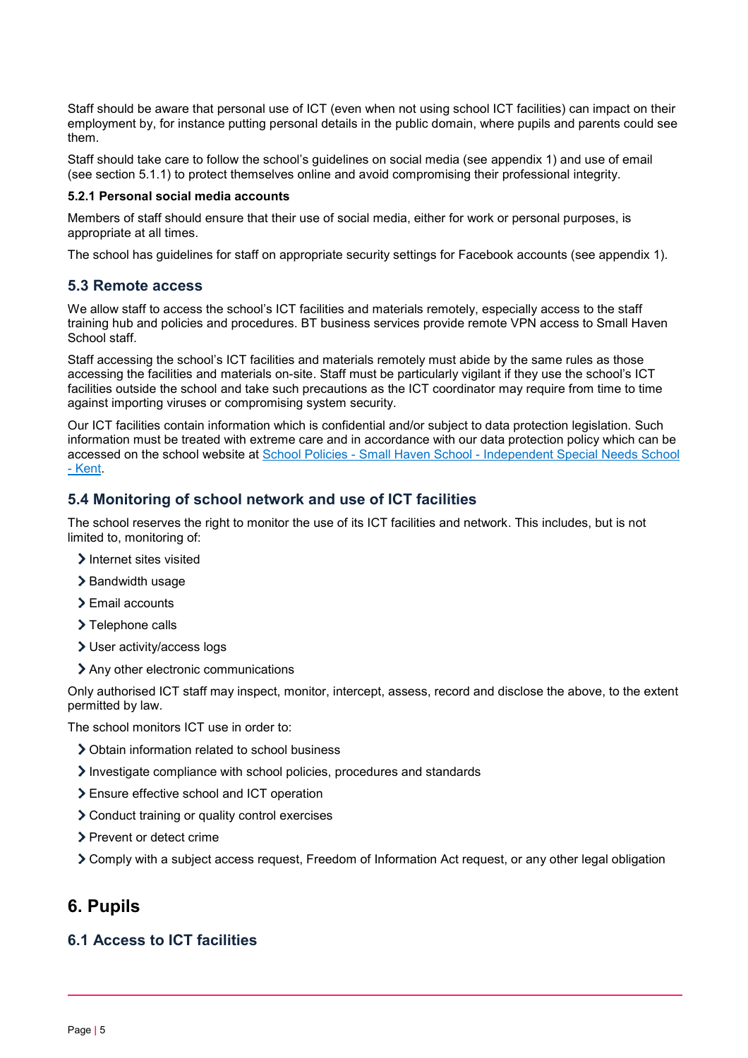Staff should be aware that personal use of ICT (even when not using school ICT facilities) can impact on their employment by, for instance putting personal details in the public domain, where pupils and parents could see them.

Staff should take care to follow the school's guidelines on social media (see appendix 1) and use of email (see section 5.1.1) to protect themselves online and avoid compromising their professional integrity.

#### 5.2.1 Personal social media accounts

Members of staff should ensure that their use of social media, either for work or personal purposes, is appropriate at all times.

The school has guidelines for staff on appropriate security settings for Facebook accounts (see appendix 1).

### 5.3 Remote access

We allow staff to access the school's ICT facilities and materials remotely, especially access to the staff training hub and policies and procedures. BT business services provide remote VPN access to Small Haven School staff.

Staff accessing the school's ICT facilities and materials remotely must abide by the same rules as those accessing the facilities and materials on-site. Staff must be particularly vigilant if they use the school's ICT facilities outside the school and take such precautions as the ICT coordinator may require from time to time against importing viruses or compromising system security.

Our ICT facilities contain information which is confidential and/or subject to data protection legislation. Such information must be treated with extreme care and in accordance with our data protection policy which can be accessed on the school website at School Policies - Small Haven School - Independent Special Needs School - Kent.

### 5.4 Monitoring of school network and use of ICT facilities

The school reserves the right to monitor the use of its ICT facilities and network. This includes, but is not limited to, monitoring of:

- Internet sites visited
- Bandwidth usage
- Email accounts
- Telephone calls
- User activity/access logs
- Any other electronic communications

Only authorised ICT staff may inspect, monitor, intercept, assess, record and disclose the above, to the extent permitted by law.

The school monitors ICT use in order to:

- Obtain information related to school business
- Investigate compliance with school policies, procedures and standards
- Ensure effective school and ICT operation
- Conduct training or quality control exercises
- Prevent or detect crime
- Comply with a subject access request, Freedom of Information Act request, or any other legal obligation

## 6. Pupils

### 6.1 Access to ICT facilities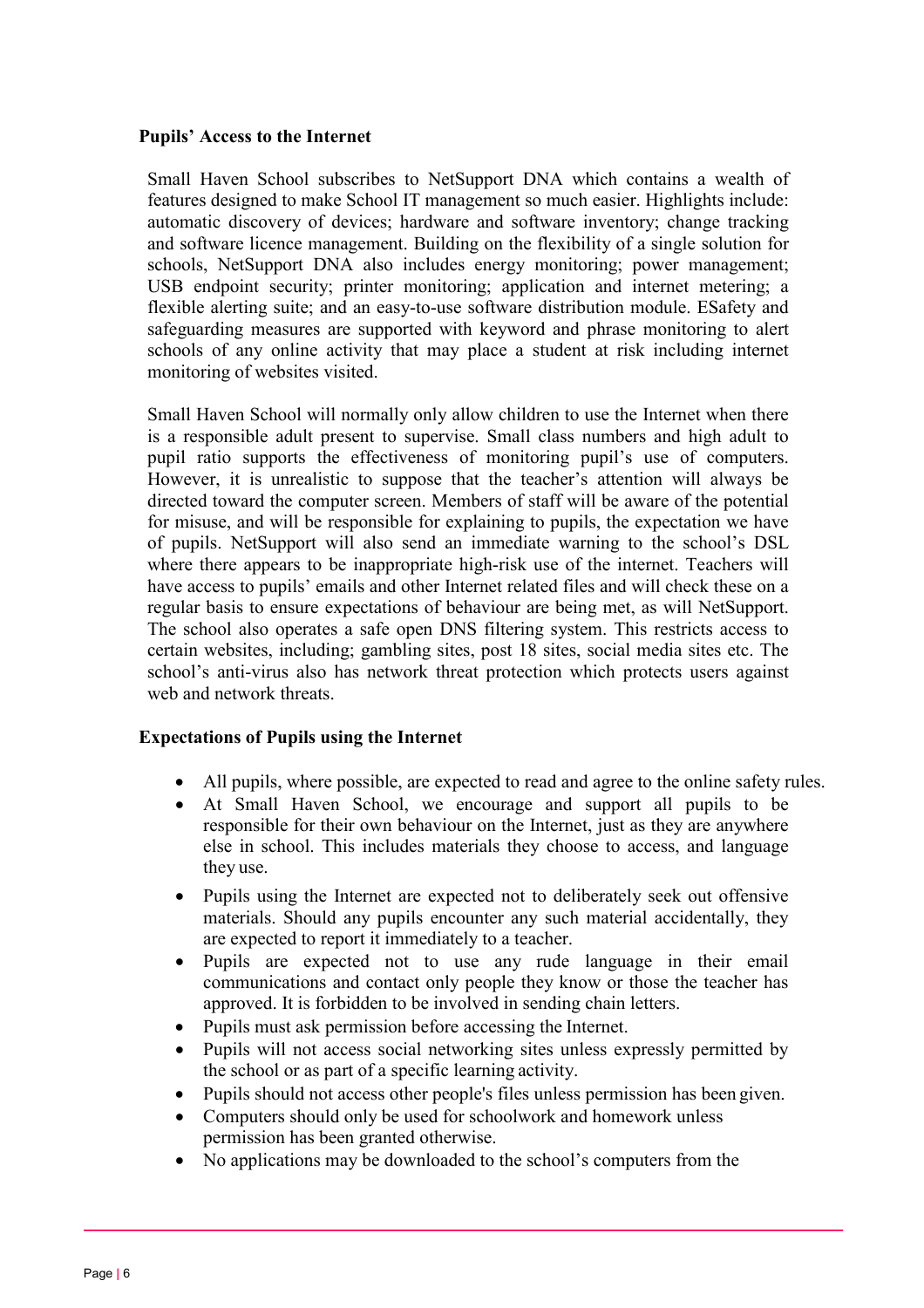## Pupils' Access to the Internet

Small Haven School subscribes to NetSupport DNA which contains a wealth of features designed to make School IT management so much easier. Highlights include: automatic discovery of devices; hardware and software inventory; change tracking and software licence management. Building on the flexibility of a single solution for schools, NetSupport DNA also includes energy monitoring; power management; USB endpoint security; printer monitoring; application and internet metering; a flexible alerting suite; and an easy-to-use software distribution module. ESafety and safeguarding measures are supported with keyword and phrase monitoring to alert schools of any online activity that may place a student at risk including internet monitoring of websites visited.

Small Haven School will normally only allow children to use the Internet when there is a responsible adult present to supervise. Small class numbers and high adult to pupil ratio supports the effectiveness of monitoring pupil's use of computers. However, it is unrealistic to suppose that the teacher's attention will always be directed toward the computer screen. Members of staff will be aware of the potential for misuse, and will be responsible for explaining to pupils, the expectation we have of pupils. NetSupport will also send an immediate warning to the school's DSL where there appears to be inappropriate high-risk use of the internet. Teachers will have access to pupils' emails and other Internet related files and will check these on a regular basis to ensure expectations of behaviour are being met, as will NetSupport. The school also operates a safe open DNS filtering system. This restricts access to certain websites, including; gambling sites, post 18 sites, social media sites etc. The school's anti-virus also has network threat protection which protects users against web and network threats.

## Expectations of Pupils using the Internet

- All pupils, where possible, are expected to read and agree to the online safety rules.
- At Small Haven School, we encourage and support all pupils to be responsible for their own behaviour on the Internet, just as they are anywhere else in school. This includes materials they choose to access, and language they use.
- Pupils using the Internet are expected not to deliberately seek out offensive materials. Should any pupils encounter any such material accidentally, they are expected to report it immediately to a teacher.
- Pupils are expected not to use any rude language in their email communications and contact only people they know or those the teacher has approved. It is forbidden to be involved in sending chain letters.
- Pupils must ask permission before accessing the Internet.
- Pupils will not access social networking sites unless expressly permitted by the school or as part of a specific learning activity.
- Pupils should not access other people's files unless permission has been given.
- Computers should only be used for schoolwork and homework unless permission has been granted otherwise.
- No applications may be downloaded to the school's computers from the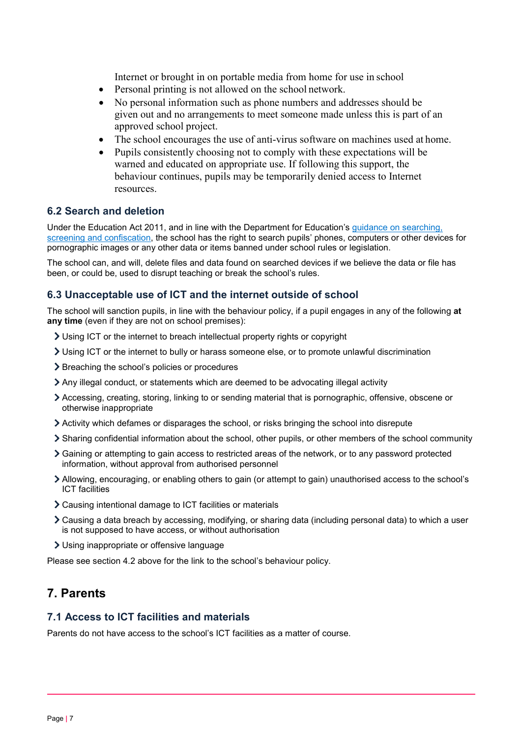Internet or brought in on portable media from home for use in school

- Personal printing is not allowed on the school network.
- No personal information such as phone numbers and addresses should be given out and no arrangements to meet someone made unless this is part of an approved school project.
- The school encourages the use of anti-virus software on machines used at home.
- Pupils consistently choosing not to comply with these expectations will be warned and educated on appropriate use. If following this support, the behaviour continues, pupils may be temporarily denied access to Internet resources.

### 6.2 Search and deletion

Under the Education Act 2011, and in line with the Department for Education's [guidance on searching, screening and confiscation](), the school has the right to search pupils' phones, computers or other devices for pornographic images or any other data or items banned under school rules or legislation.

The school can, and will, delete files and data found on searched devices if we believe the data or file has been, or could be, used to disrupt teaching or break the school's rules.

### 6.3 Unacceptable use of ICT and the internet outside of school

The school will sanction pupils, in line with the behaviour policy, if a pupil engages in any of the following **at any time** (even if they are not on school premises):

- Using ICT or the internet to breach intellectual property rights or copyright
- Using ICT or the internet to bully or harass someone else, or to promote unlawful discrimination
- Breaching the school's policies or procedures
- Any illegal conduct, or statements which are deemed to be advocating illegal activity
- Accessing, creating, storing, linking to or sending material that is pornographic, offensive, obscene or otherwise inappropriate
- Activity which defames or disparages the school, or risks bringing the school into disrepute
- Sharing confidential information about the school, other pupils, or other members of the school community
- Gaining or attempting to gain access to restricted areas of the network, or to any password protected information, without approval from authorised personnel
- Allowing, encouraging, or enabling others to gain (or attempt to gain) unauthorised access to the school's ICT facilities
- Causing intentional damage to ICT facilities or materials
- Causing a data breach by accessing, modifying, or sharing data (including personal data) to which a user is not supposed to have access, or without authorisation
- Using inappropriate or offensive language

Please see section 4.2 above for the link to the school's behaviour policy.

## 7. Parents

### 7.1 Access to ICT facilities and materials

Parents do not have access to the school's ICT facilities as a matter of course.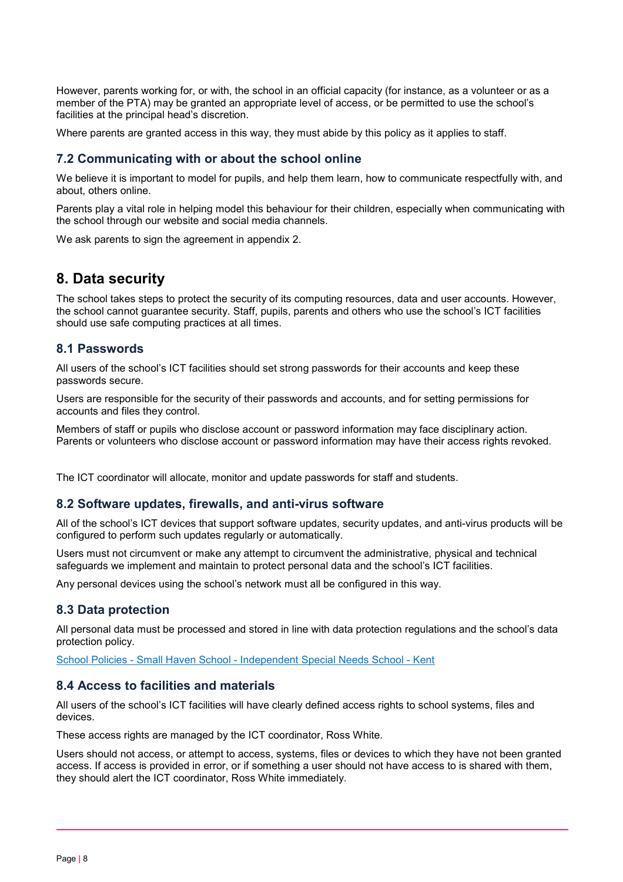However, parents working for, or with, the school in an official capacity (for instance, as a volunteer or as a member of the PTA) may be granted an appropriate level of access, or be permitted to use the school's facilities at the principal head's discretion.

Where parents are granted access in this way, they must abide by this policy as it applies to staff.

### 7.2 Communicating with or about the school online

We believe it is important to model for pupils, and help them learn, how to communicate respectfully with, and about, others online.

Parents play a vital role in helping model this behaviour for their children, especially when communicating with the school through our website and social media channels.

We ask parents to sign the agreement in appendix 2.

## 8. Data security

The school takes steps to protect the security of its computing resources, data and user accounts. However, the school cannot guarantee security. Staff, pupils, parents and others who use the school's ICT facilities should use safe computing practices at all times.

### 8.1 Passwords

All users of the school's ICT facilities should set strong passwords for their accounts and keep these passwords secure.

Users are responsible for the security of their passwords and accounts, and for setting permissions for accounts and files they control.

Members of staff or pupils who disclose account or password information may face disciplinary action. Parents or volunteers who disclose account or password information may have their access rights revoked.

The ICT coordinator will allocate, monitor and update passwords for staff and students.

### 8.2 Software updates, firewalls, and anti-virus software

All of the school's ICT devices that support software updates, security updates, and anti-virus products will be configured to perform such updates regularly or automatically.

Users must not circumvent or make any attempt to circumvent the administrative, physical and technical safeguards we implement and maintain to protect personal data and the school's ICT facilities.

Any personal devices using the school's network must all be configured in this way.

### 8.3 Data protection

All personal data must be processed and stored in line with data protection regulations and the school's data protection policy.

[School Policies - Small Haven School - Independent Special Needs School - Kent]

### 8.4 Access to facilities and materials

All users of the school's ICT facilities will have clearly defined access rights to school systems, files and devices.

These access rights are managed by the ICT coordinator, Ross White.

Users should not access, or attempt to access, systems, files or devices to which they have not been granted access. If access is provided in error, or if something a user should not have access to is shared with them, they should alert the ICT coordinator, Ross White immediately.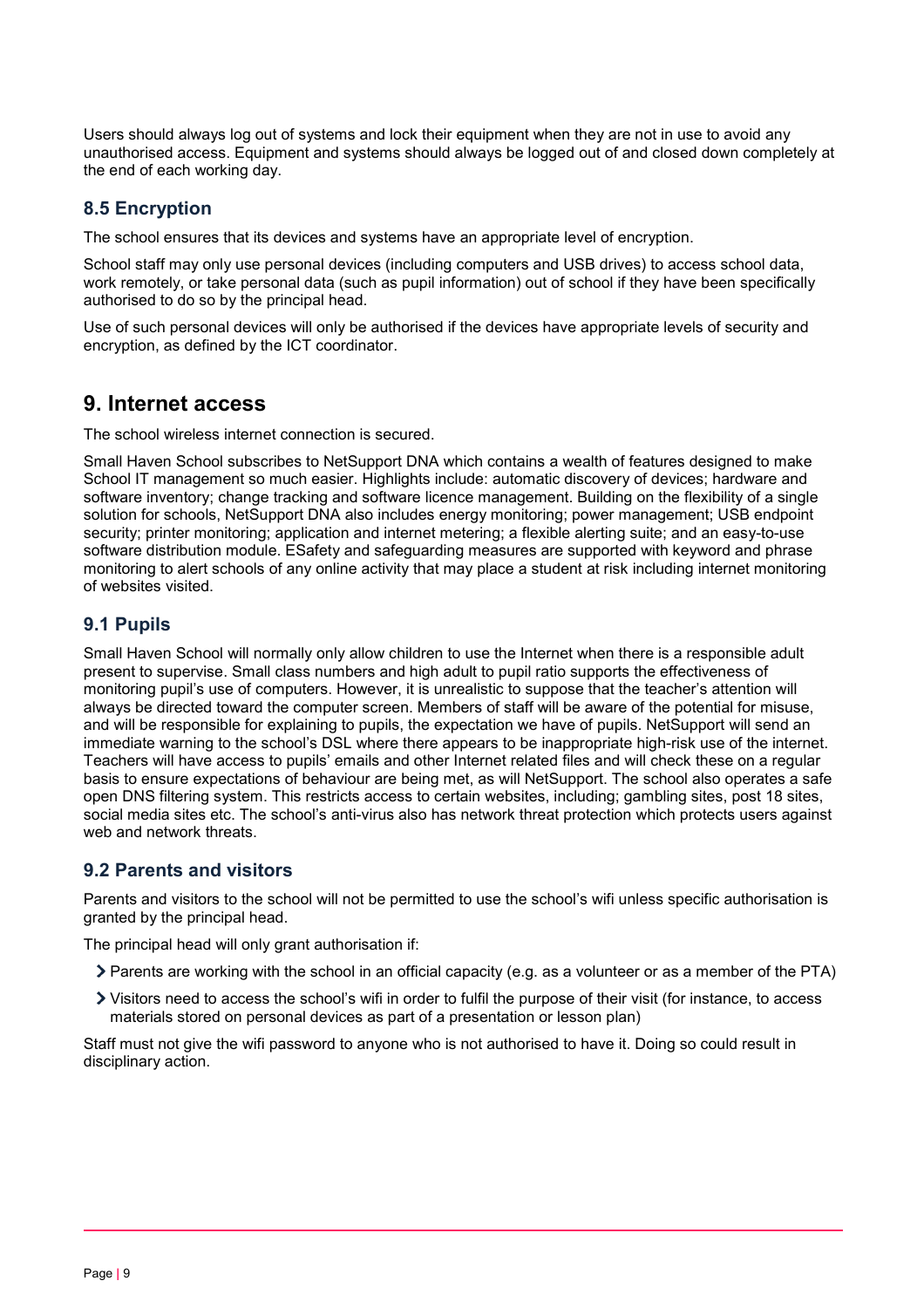Users should always log out of systems and lock their equipment when they are not in use to avoid any unauthorised access. Equipment and systems should always be logged out of and closed down completely at the end of each working day.

### 8.5 Encryption

The school ensures that its devices and systems have an appropriate level of encryption.

School staff may only use personal devices (including computers and USB drives) to access school data, work remotely, or take personal data (such as pupil information) out of school if they have been specifically authorised to do so by the principal head.

Use of such personal devices will only be authorised if the devices have appropriate levels of security and encryption, as defined by the ICT coordinator.

## 9. Internet access

The school wireless internet connection is secured.

Small Haven School subscribes to NetSupport DNA which contains a wealth of features designed to make School IT management so much easier. Highlights include: automatic discovery of devices; hardware and software inventory; change tracking and software licence management. Building on the flexibility of a single solution for schools, NetSupport DNA also includes energy monitoring; power management; USB endpoint security; printer monitoring; application and internet metering; a flexible alerting suite; and an easy-to-use software distribution module. ESafety and safeguarding measures are supported with keyword and phrase monitoring to alert schools of any online activity that may place a student at risk including internet monitoring of websites visited.

### 9.1 Pupils

Small Haven School will normally only allow children to use the Internet when there is a responsible adult present to supervise. Small class numbers and high adult to pupil ratio supports the effectiveness of monitoring pupil's use of computers. However, it is unrealistic to suppose that the teacher's attention will always be directed toward the computer screen. Members of staff will be aware of the potential for misuse, and will be responsible for explaining to pupils, the expectation we have of pupils. NetSupport will send an immediate warning to the school's DSL where there appears to be inappropriate high-risk use of the internet. Teachers will have access to pupils' emails and other Internet related files and will check these on a regular basis to ensure expectations of behaviour are being met, as will NetSupport. The school also operates a safe open DNS filtering system. This restricts access to certain websites, including; gambling sites, post 18 sites, social media sites etc. The school's anti-virus also has network threat protection which protects users against web and network threats.

### 9.2 Parents and visitors

Parents and visitors to the school will not be permitted to use the school's wifi unless specific authorisation is granted by the principal head.

The principal head will only grant authorisation if:

- Parents are working with the school in an official capacity (e.g. as a volunteer or as a member of the PTA)
- Visitors need to access the school's wifi in order to fulfil the purpose of their visit (for instance, to access materials stored on personal devices as part of a presentation or lesson plan)

Staff must not give the wifi password to anyone who is not authorised to have it. Doing so could result in disciplinary action.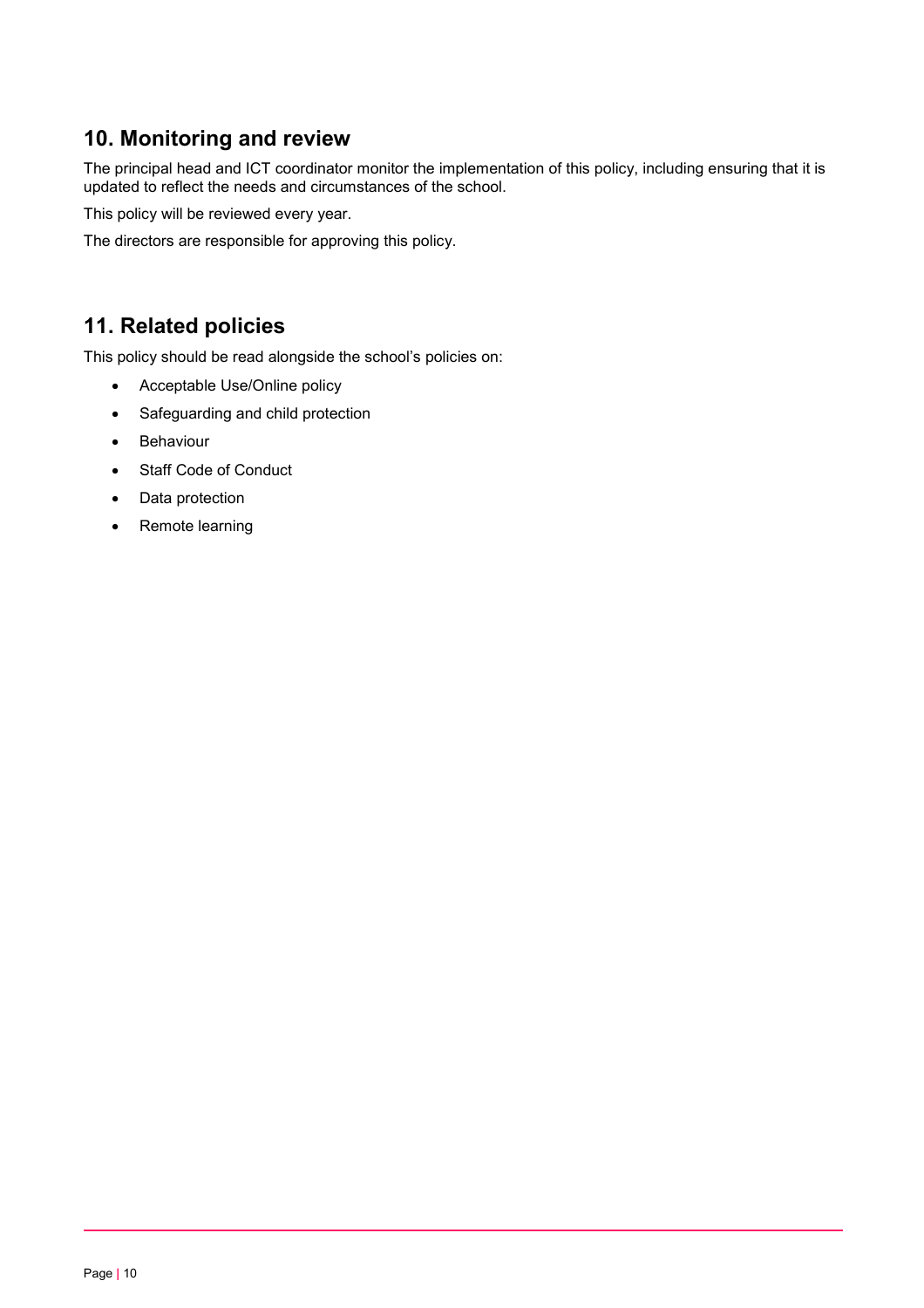## 10. Monitoring and review

The principal head and ICT coordinator monitor the implementation of this policy, including ensuring that it is updated to reflect the needs and circumstances of the school.

This policy will be reviewed every year.

The directors are responsible for approving this policy.

## 11. Related policies

This policy should be read alongside the school's policies on:

- Acceptable Use/Online policy
- Safeguarding and child protection
- Behaviour
- Staff Code of Conduct
- Data protection
- Remote learning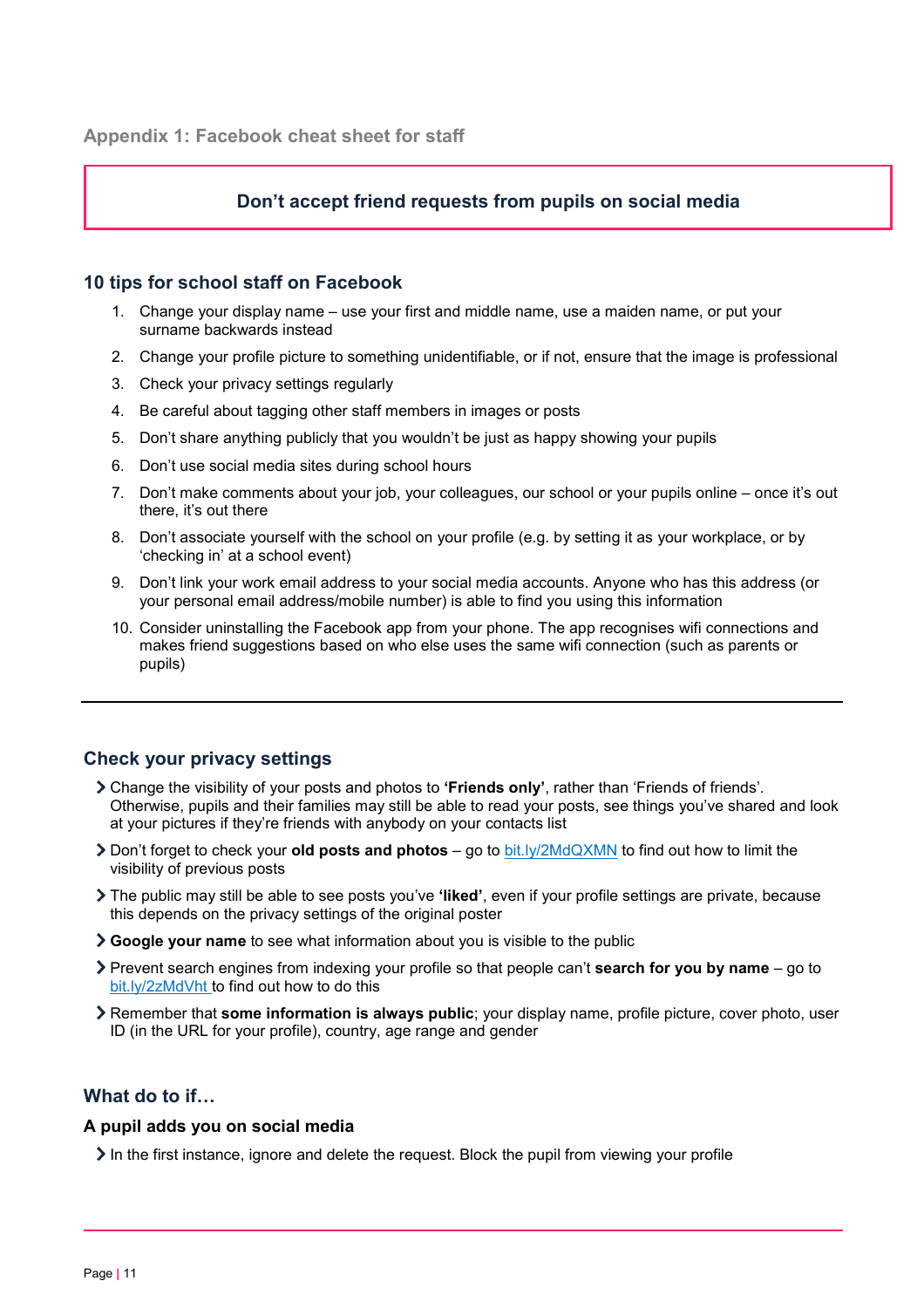## Appendix 1: Facebook cheat sheet for staff

**Don't accept friend requests from pupils on social media**

### 10 tips for school staff on Facebook

1. Change your display name – use your first and middle name, use a maiden name, or put your surname backwards instead
2. Change your profile picture to something unidentifiable, or if not, ensure that the image is professional
3. Check your privacy settings regularly
4. Be careful about tagging other staff members in images or posts
5. Don't share anything publicly that you wouldn't be just as happy showing your pupils
6. Don't use social media sites during school hours
7. Don't make comments about your job, your colleagues, our school or your pupils online – once it's out there, it's out there
8. Don't associate yourself with the school on your profile (e.g. by setting it as your workplace, or by 'checking in' at a school event)
9. Don't link your work email address to your social media accounts. Anyone who has this address (or your personal email address/mobile number) is able to find you using this information
10. Consider uninstalling the Facebook app from your phone. The app recognises wifi connections and makes friend suggestions based on who else uses the same wifi connection (such as parents or pupils)

---

### Check your privacy settings

- Change the visibility of your posts and photos to **'Friends only'**, rather than 'Friends of friends'. Otherwise, pupils and their families may still be able to read your posts, see things you've shared and look at your pictures if they're friends with anybody on your contacts list
- Don't forget to check your **old posts and photos** – go to bit.ly/2MdQXMN to find out how to limit the visibility of previous posts
- The public may still be able to see posts you've **'liked'**, even if your profile settings are private, because this depends on the privacy settings of the original poster
- **Google your name** to see what information about you is visible to the public
- Prevent search engines from indexing your profile so that people can't **search for you by name** – go to bit.ly/2zMdVht to find out how to do this
- Remember that **some information is always public**; your display name, profile picture, cover photo, user ID (in the URL for your profile), country, age range and gender

### What do to if…

#### A pupil adds you on social media

- In the first instance, ignore and delete the request. Block the pupil from viewing your profile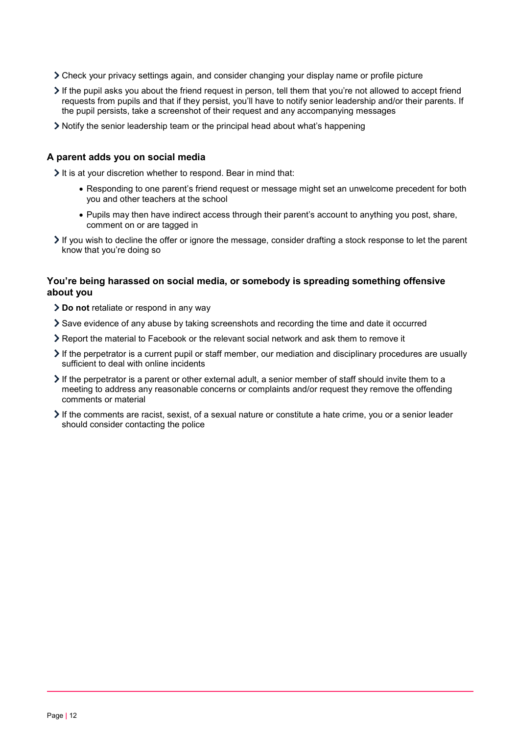- Check your privacy settings again, and consider changing your display name or profile picture
- If the pupil asks you about the friend request in person, tell them that you're not allowed to accept friend requests from pupils and that if they persist, you'll have to notify senior leadership and/or their parents. If the pupil persists, take a screenshot of their request and any accompanying messages
- Notify the senior leadership team or the principal head about what's happening

### A parent adds you on social media

- It is at your discretion whether to respond. Bear in mind that:
  - Responding to one parent's friend request or message might set an unwelcome precedent for both you and other teachers at the school
  - Pupils may then have indirect access through their parent's account to anything you post, share, comment on or are tagged in
- If you wish to decline the offer or ignore the message, consider drafting a stock response to let the parent know that you're doing so

### You're being harassed on social media, or somebody is spreading something offensive about you

- **Do not** retaliate or respond in any way
- Save evidence of any abuse by taking screenshots and recording the time and date it occurred
- Report the material to Facebook or the relevant social network and ask them to remove it
- If the perpetrator is a current pupil or staff member, our mediation and disciplinary procedures are usually sufficient to deal with online incidents
- If the perpetrator is a parent or other external adult, a senior member of staff should invite them to a meeting to address any reasonable concerns or complaints and/or request they remove the offending comments or material
- If the comments are racist, sexist, of a sexual nature or constitute a hate crime, you or a senior leader should consider contacting the police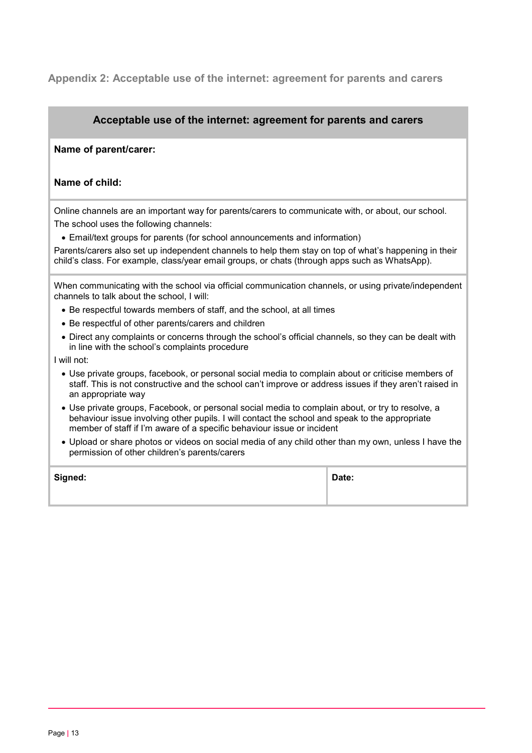## Appendix 2: Acceptable use of the internet: agreement for parents and carers

### Acceptable use of the internet: agreement for parents and carers

**Name of parent/carer:**

**Name of child:**

Online channels are an important way for parents/carers to communicate with, or about, our school.

The school uses the following channels:

- Email/text groups for parents (for school announcements and information)

Parents/carers also set up independent channels to help them stay on top of what's happening in their child's class. For example, class/year email groups, or chats (through apps such as WhatsApp).

When communicating with the school via official communication channels, or using private/independent channels to talk about the school, I will:

- Be respectful towards members of staff, and the school, at all times
- Be respectful of other parents/carers and children
- Direct any complaints or concerns through the school's official channels, so they can be dealt with in line with the school's complaints procedure

I will not:

- Use private groups, facebook, or personal social media to complain about or criticise members of staff. This is not constructive and the school can't improve or address issues if they aren't raised in an appropriate way
- Use private groups, Facebook, or personal social media to complain about, or try to resolve, a behaviour issue involving other pupils. I will contact the school and speak to the appropriate member of staff if I'm aware of a specific behaviour issue or incident
- Upload or share photos or videos on social media of any child other than my own, unless I have the permission of other children's parents/carers

| **Signed:** | **Date:** |
| --- | --- |
| | |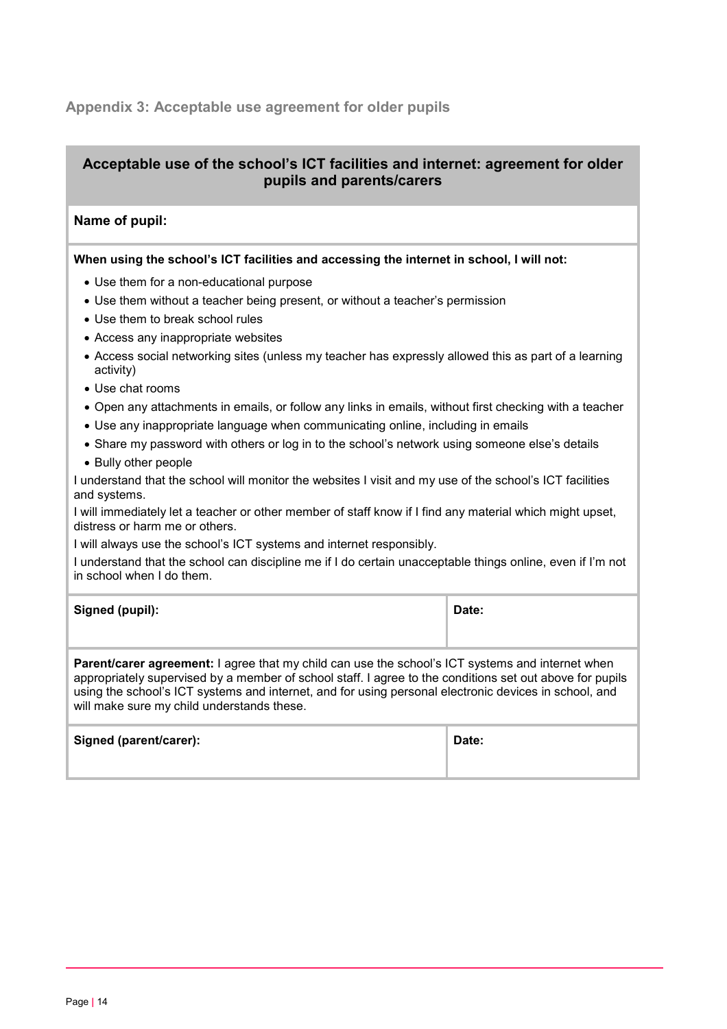## Appendix 3: Acceptable use agreement for older pupils

### Acceptable use of the school's ICT facilities and internet: agreement for older pupils and parents/carers

**Name of pupil:**

**When using the school's ICT facilities and accessing the internet in school, I will not:**

- Use them for a non-educational purpose
- Use them without a teacher being present, or without a teacher's permission
- Use them to break school rules
- Access any inappropriate websites
- Access social networking sites (unless my teacher has expressly allowed this as part of a learning activity)
- Use chat rooms
- Open any attachments in emails, or follow any links in emails, without first checking with a teacher
- Use any inappropriate language when communicating online, including in emails
- Share my password with others or log in to the school's network using someone else's details
- Bully other people

I understand that the school will monitor the websites I visit and my use of the school's ICT facilities and systems.

I will immediately let a teacher or other member of staff know if I find any material which might upset, distress or harm me or others.

I will always use the school's ICT systems and internet responsibly.

I understand that the school can discipline me if I do certain unacceptable things online, even if I'm not in school when I do them.

| **Signed (pupil):** | **Date:** |
|---|---|

**Parent/carer agreement:** I agree that my child can use the school's ICT systems and internet when appropriately supervised by a member of school staff. I agree to the conditions set out above for pupils using the school's ICT systems and internet, and for using personal electronic devices in school, and will make sure my child understands these.

| **Signed (parent/carer):** | **Date:** |
|---|---|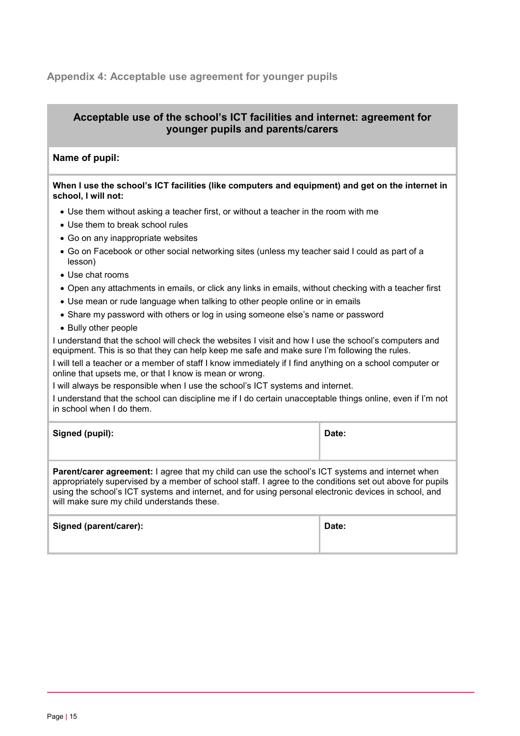## Appendix 4: Acceptable use agreement for younger pupils

### Acceptable use of the school's ICT facilities and internet: agreement for younger pupils and parents/carers

**Name of pupil:**

**When I use the school's ICT facilities (like computers and equipment) and get on the internet in school, I will not:**

- Use them without asking a teacher first, or without a teacher in the room with me
- Use them to break school rules
- Go on any inappropriate websites
- Go on Facebook or other social networking sites (unless my teacher said I could as part of a lesson)
- Use chat rooms
- Open any attachments in emails, or click any links in emails, without checking with a teacher first
- Use mean or rude language when talking to other people online or in emails
- Share my password with others or log in using someone else's name or password
- Bully other people

I understand that the school will check the websites I visit and how I use the school's computers and equipment. This is so that they can help keep me safe and make sure I'm following the rules.

I will tell a teacher or a member of staff I know immediately if I find anything on a school computer or online that upsets me, or that I know is mean or wrong.

I will always be responsible when I use the school's ICT systems and internet.

I understand that the school can discipline me if I do certain unacceptable things online, even if I'm not in school when I do them.

| Signed (pupil): | Date: |
|---|---|
| | |

**Parent/carer agreement:** I agree that my child can use the school's ICT systems and internet when appropriately supervised by a member of school staff. I agree to the conditions set out above for pupils using the school's ICT systems and internet, and for using personal electronic devices in school, and will make sure my child understands these.

| Signed (parent/carer): | Date: |
|---|---|
| | |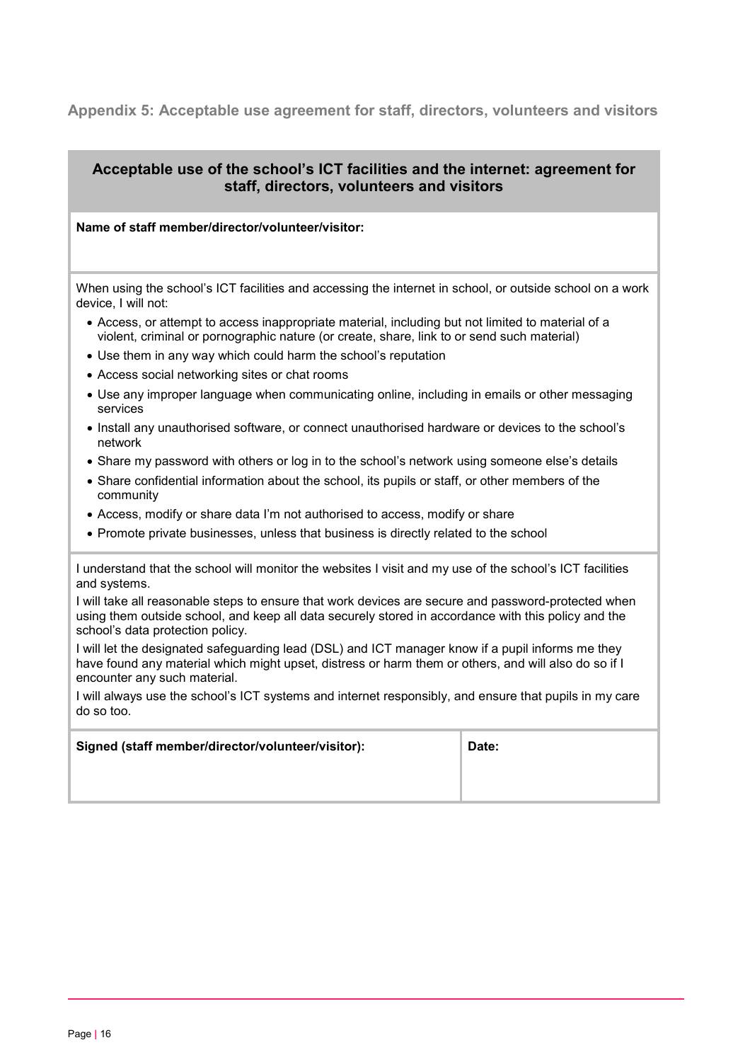## Appendix 5: Acceptable use agreement for staff, directors, volunteers and visitors

### Acceptable use of the school's ICT facilities and the internet: agreement for staff, directors, volunteers and visitors

**Name of staff member/director/volunteer/visitor:**

When using the school's ICT facilities and accessing the internet in school, or outside school on a work device, I will not:

- Access, or attempt to access inappropriate material, including but not limited to material of a violent, criminal or pornographic nature (or create, share, link to or send such material)
- Use them in any way which could harm the school's reputation
- Access social networking sites or chat rooms
- Use any improper language when communicating online, including in emails or other messaging services
- Install any unauthorised software, or connect unauthorised hardware or devices to the school's network
- Share my password with others or log in to the school's network using someone else's details
- Share confidential information about the school, its pupils or staff, or other members of the community
- Access, modify or share data I'm not authorised to access, modify or share
- Promote private businesses, unless that business is directly related to the school

I understand that the school will monitor the websites I visit and my use of the school's ICT facilities and systems.

I will take all reasonable steps to ensure that work devices are secure and password-protected when using them outside school, and keep all data securely stored in accordance with this policy and the school's data protection policy.

I will let the designated safeguarding lead (DSL) and ICT manager know if a pupil informs me they have found any material which might upset, distress or harm them or others, and will also do so if I encounter any such material.

I will always use the school's ICT systems and internet responsibly, and ensure that pupils in my care do so too.

| Signed (staff member/director/volunteer/visitor): | Date: |
| --- | --- |
| | |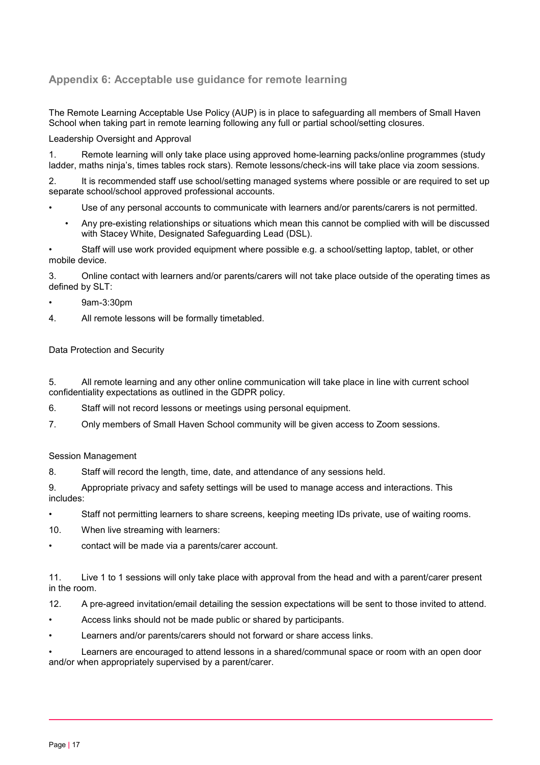## Appendix 6: Acceptable use guidance for remote learning

The Remote Learning Acceptable Use Policy (AUP) is in place to safeguarding all members of Small Haven School when taking part in remote learning following any full or partial school/setting closures.

Leadership Oversight and Approval

1. Remote learning will only take place using approved home-learning packs/online programmes (study ladder, maths ninja's, times tables rock stars). Remote lessons/check-ins will take place via zoom sessions.

2. It is recommended staff use school/setting managed systems where possible or are required to set up separate school/school approved professional accounts.

- Use of any personal accounts to communicate with learners and/or parents/carers is not permitted.
  - Any pre-existing relationships or situations which mean this cannot be complied with will be discussed with Stacey White, Designated Safeguarding Lead (DSL).
- Staff will use work provided equipment where possible e.g. a school/setting laptop, tablet, or other mobile device.

3. Online contact with learners and/or parents/carers will not take place outside of the operating times as defined by SLT:

- 9am-3:30pm

4. All remote lessons will be formally timetabled.

Data Protection and Security

5. All remote learning and any other online communication will take place in line with current school confidentiality expectations as outlined in the GDPR policy.

6. Staff will not record lessons or meetings using personal equipment.

7. Only members of Small Haven School community will be given access to Zoom sessions.

Session Management

8. Staff will record the length, time, date, and attendance of any sessions held.

9. Appropriate privacy and safety settings will be used to manage access and interactions. This includes:

- Staff not permitting learners to share screens, keeping meeting IDs private, use of waiting rooms.

10. When live streaming with learners:

- contact will be made via a parents/carer account.

11. Live 1 to 1 sessions will only take place with approval from the head and with a parent/carer present in the room.

12. A pre-agreed invitation/email detailing the session expectations will be sent to those invited to attend.

- Access links should not be made public or shared by participants.
- Learners and/or parents/carers should not forward or share access links.
- Learners are encouraged to attend lessons in a shared/communal space or room with an open door and/or when appropriately supervised by a parent/carer.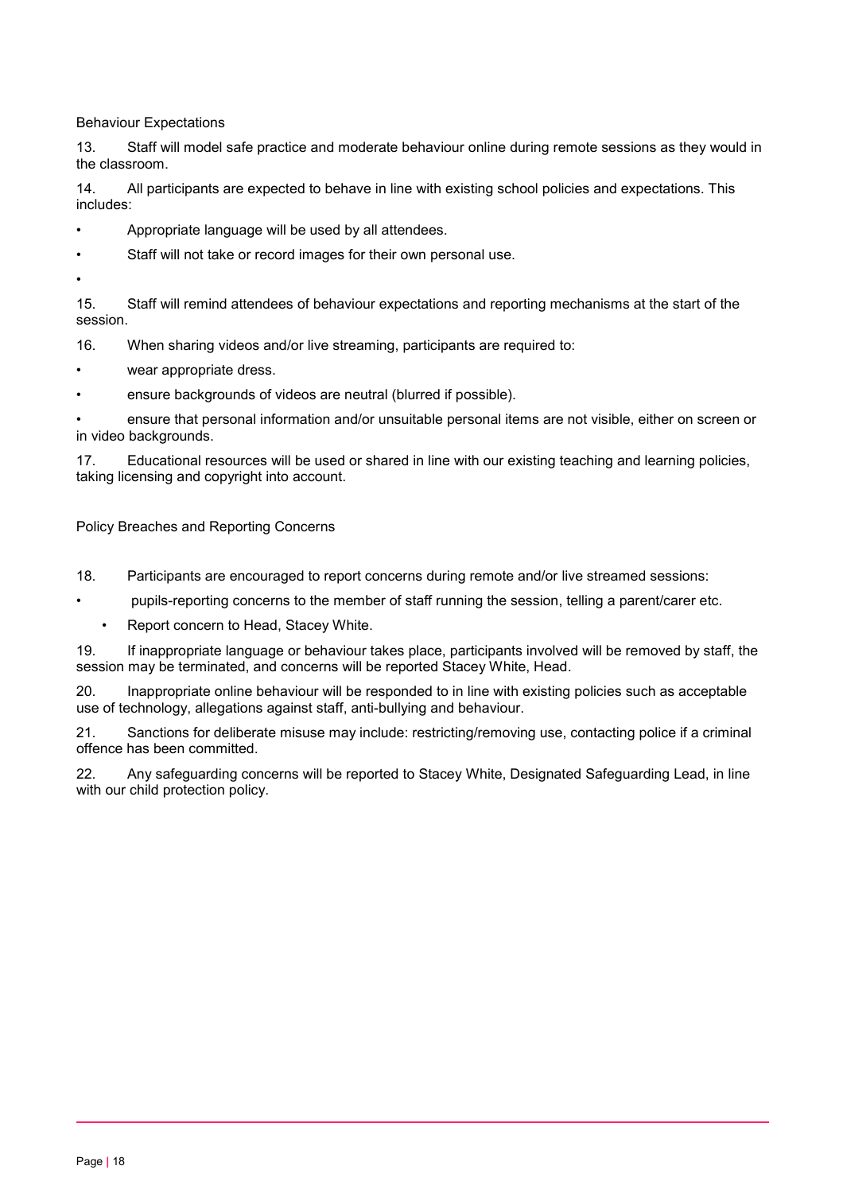## Behaviour Expectations

13. Staff will model safe practice and moderate behaviour online during remote sessions as they would in the classroom.

14. All participants are expected to behave in line with existing school policies and expectations. This includes:

- Appropriate language will be used by all attendees.
- Staff will not take or record images for their own personal use.
-

15. Staff will remind attendees of behaviour expectations and reporting mechanisms at the start of the session.

16. When sharing videos and/or live streaming, participants are required to:

- wear appropriate dress.
- ensure backgrounds of videos are neutral (blurred if possible).
- ensure that personal information and/or unsuitable personal items are not visible, either on screen or in video backgrounds.

17. Educational resources will be used or shared in line with our existing teaching and learning policies, taking licensing and copyright into account.

## Policy Breaches and Reporting Concerns

18. Participants are encouraged to report concerns during remote and/or live streamed sessions:

- pupils-reporting concerns to the member of staff running the session, telling a parent/carer etc.
    - Report concern to Head, Stacey White.

19. If inappropriate language or behaviour takes place, participants involved will be removed by staff, the session may be terminated, and concerns will be reported Stacey White, Head.

20. Inappropriate online behaviour will be responded to in line with existing policies such as acceptable use of technology, allegations against staff, anti-bullying and behaviour.

21. Sanctions for deliberate misuse may include: restricting/removing use, contacting police if a criminal offence has been committed.

22. Any safeguarding concerns will be reported to Stacey White, Designated Safeguarding Lead, in line with our child protection policy.